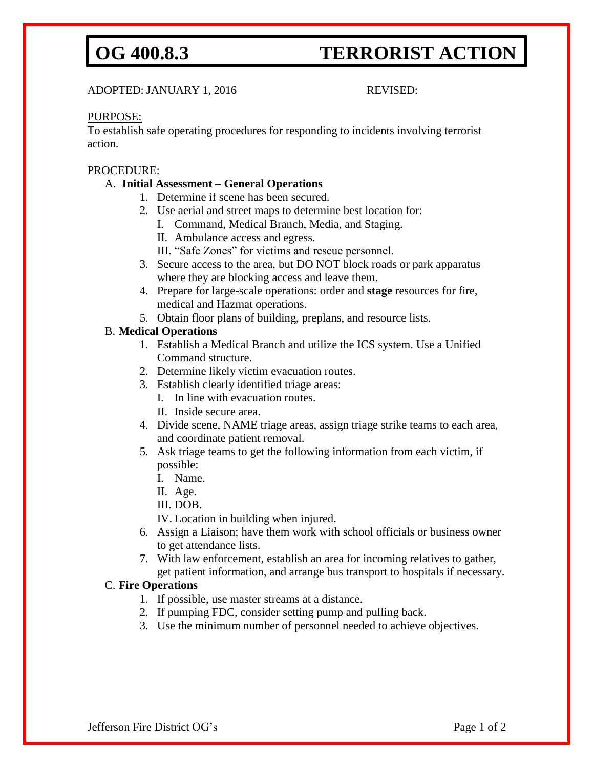# OG 400.8.3 TERRORIST ACTION

ADOPTED: JANUARY 1, 2016 REVISED:

PURPOSE:

To establish safe operating procedures for responding to incidents involving terrorist action.

PROCEDURE:

A. **Initial Assessment – General Operations**
   1. Determine if scene has been secured.
   2. Use aerial and street maps to determine best location for:
      - I. Command, Medical Branch, Media, and Staging.
      - II. Ambulance access and egress.
      - III. "Safe Zones" for victims and rescue personnel.
   3. Secure access to the area, but DO NOT block roads or park apparatus where they are blocking access and leave them.
   4. Prepare for large-scale operations: order and **stage** resources for fire, medical and Hazmat operations.
   5. Obtain floor plans of building, preplans, and resource lists.

B. **Medical Operations**
   1. Establish a Medical Branch and utilize the ICS system. Use a Unified Command structure.
   2. Determine likely victim evacuation routes.
   3. Establish clearly identified triage areas:
      - I. In line with evacuation routes.
      - II. Inside secure area.
   4. Divide scene, NAME triage areas, assign triage strike teams to each area, and coordinate patient removal.
   5. Ask triage teams to get the following information from each victim, if possible:
      - I. Name.
      - II. Age.
      - III. DOB.
      - IV. Location in building when injured.
   6. Assign a Liaison; have them work with school officials or business owner to get attendance lists.
   7. With law enforcement, establish an area for incoming relatives to gather, get patient information, and arrange bus transport to hospitals if necessary.

C. **Fire Operations**
   1. If possible, use master streams at a distance.
   2. If pumping FDC, consider setting pump and pulling back.
   3. Use the minimum number of personnel needed to achieve objectives.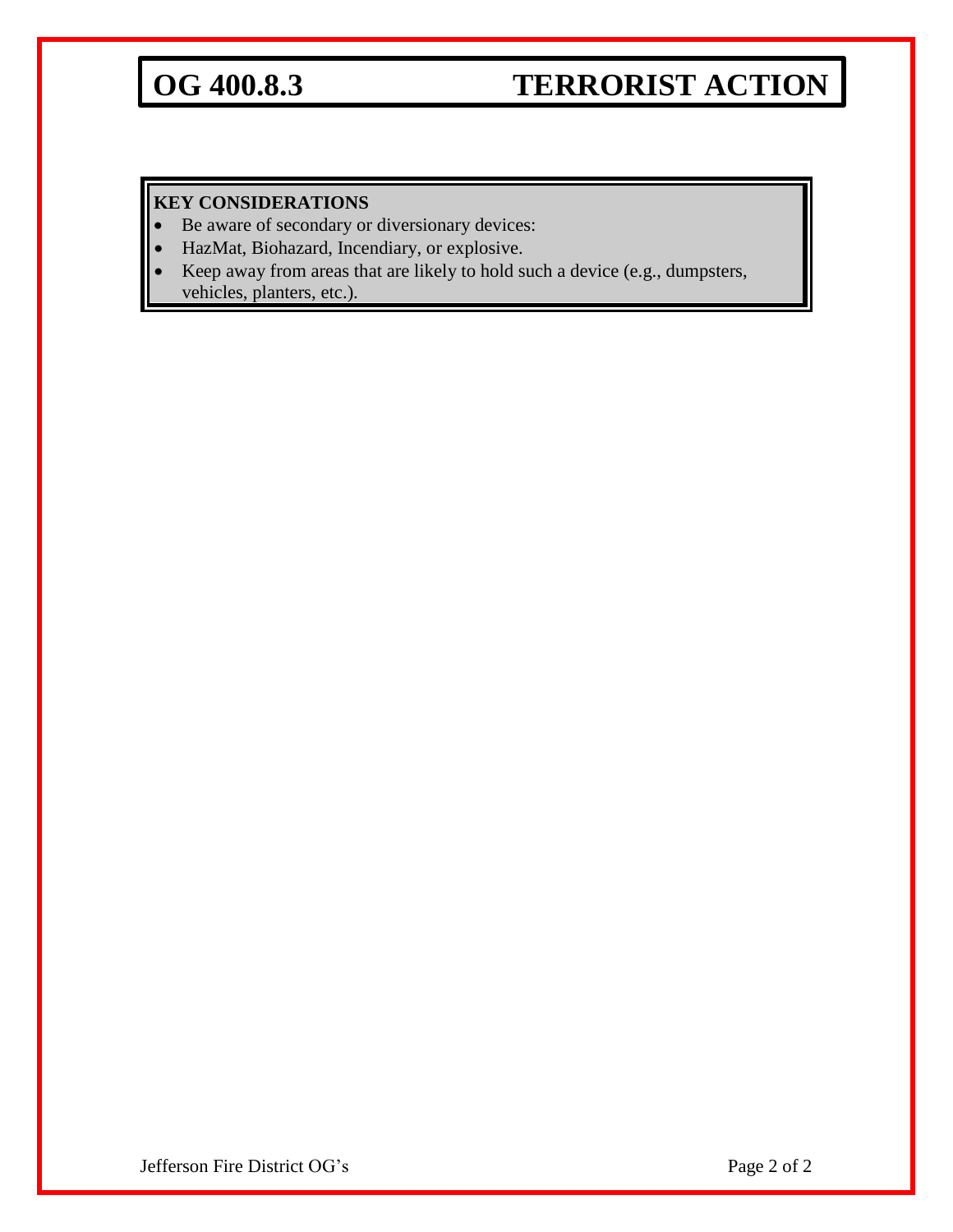# OG 400.8.3 TERRORIST ACTION

**KEY CONSIDERATIONS**

- Be aware of secondary or diversionary devices:
- HazMat, Biohazard, Incendiary, or explosive.
- Keep away from areas that are likely to hold such a device (e.g., dumpsters, vehicles, planters, etc.).